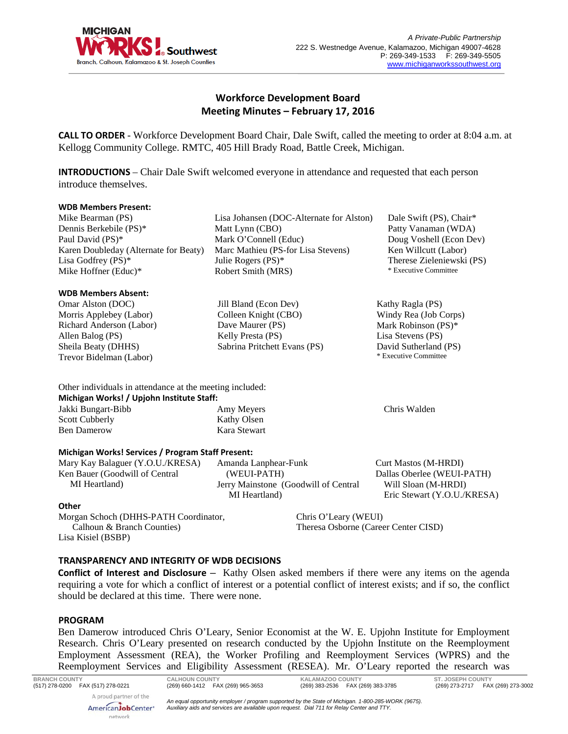MICHIGAN WORKS! Southwest
Branch, Calhoun, Kalamazoo & St. Joseph Counties

*A Private-Public Partnership*
222 S. Westnedge Avenue, Kalamazoo, Michigan 49007-4628
P: 269-349-1533 F: 269-349-5505
www.michiganworkssouthwest.org

# Workforce Development Board
## Meeting Minutes – February 17, 2016

**CALL TO ORDER** - Workforce Development Board Chair, Dale Swift, called the meeting to order at 8:04 a.m. at Kellogg Community College. RMTC, 405 Hill Brady Road, Battle Creek, Michigan.

**INTRODUCTIONS** – Chair Dale Swift welcomed everyone in attendance and requested that each person introduce themselves.

**WDB Members Present:**

Mike Bearman (PS)
Dennis Berkebile (PS)*
Paul David (PS)*
Karen Doubleday (Alternate for Beaty)
Lisa Godfrey (PS)*
Mike Hoffner (Educ)*
Lisa Johansen (DOC-Alternate for Alston)
Matt Lynn (CBO)
Mark O'Connell (Educ)
Marc Mathieu (PS-for Lisa Stevens)
Julie Rogers (PS)*
Robert Smith (MRS)
Dale Swift (PS), Chair*
Patty Vanaman (WDA)
Doug Voshell (Econ Dev)
Ken Willcutt (Labor)
Therese Zieleniewski (PS)

\* Executive Committee

**WDB Members Absent:**

Omar Alston (DOC)
Morris Applebey (Labor)
Richard Anderson (Labor)
Allen Balog (PS)
Sheila Beaty (DHHS)
Trevor Bidelman (Labor)
Jill Bland (Econ Dev)
Colleen Knight (CBO)
Dave Maurer (PS)
Kelly Presta (PS)
Sabrina Pritchett Evans (PS)
Kathy Ragla (PS)
Windy Rea (Job Corps)
Mark Robinson (PS)*
Lisa Stevens (PS)
David Sutherland (PS)

\* Executive Committee

Other individuals in attendance at the meeting included:

**Michigan Works! / Upjohn Institute Staff:**

Jakki Bungart-Bibb
Scott Cubberly
Ben Damerow
Amy Meyers
Kathy Olsen
Kara Stewart
Chris Walden

**Michigan Works! Services / Program Staff Present:**

Mary Kay Balaguer (Y.O.U./KRESA)
Ken Bauer (Goodwill of Central MI Heartland)
Amanda Lanphear-Funk (WEUI-PATH)
Jerry Mainstone (Goodwill of Central MI Heartland)
Curt Mastos (M-HRDI)
Dallas Oberlee (WEUI-PATH)
Will Sloan (M-HRDI)
Eric Stewart (Y.O.U./KRESA)

**Other**

Morgan Schoch (DHHS-PATH Coordinator, Calhoun & Branch Counties)
Lisa Kisiel (BSBP)
Chris O'Leary (WEUI)
Theresa Osborne (Career Center CISD)

**TRANSPARENCY AND INTEGRITY OF WDB DECISIONS**

**Conflict of Interest and Disclosure** – Kathy Olsen asked members if there were any items on the agenda requiring a vote for which a conflict of interest or a potential conflict of interest exists; and if so, the conflict should be declared at this time. There were none.

**PROGRAM**

Ben Damerow introduced Chris O'Leary, Senior Economist at the W. E. Upjohn Institute for Employment Research. Chris O'Leary presented on research conducted by the Upjohn Institute on the Reemployment Employment Assessment (REA), the Worker Profiling and Reemployment Services (WPRS) and the Reemployment Services and Eligibility Assessment (RESEA). Mr. O'Leary reported the research was

BRANCH COUNTY (517) 278-0200 FAX (517) 278-0221 | CALHOUN COUNTY (269) 660-1412 FAX (269) 965-3653 | KALAMAZOO COUNTY (269) 383-2536 FAX (269) 383-3785 | ST. JOSEPH COUNTY (269) 273-2717 FAX (269) 273-3002

A proud partner of the AmericanJobCenter network

*An equal opportunity employer / program supported by the State of Michigan. 1-800-285-WORK (9675). Auxiliary aids and services are available upon request. Dial 711 for Relay Center and TTY.*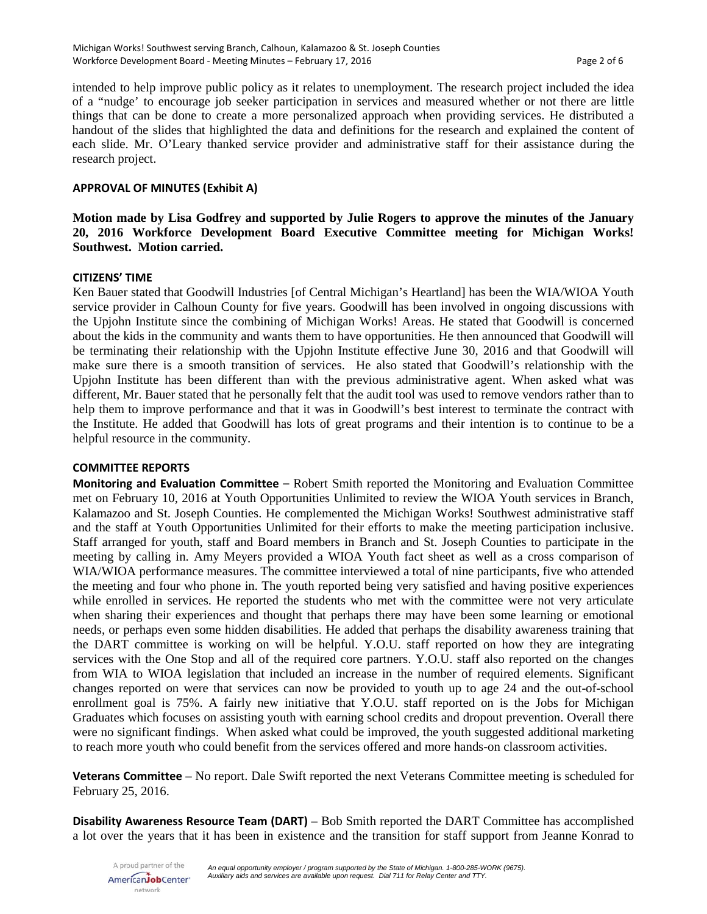intended to help improve public policy as it relates to unemployment. The research project included the idea of a "nudge' to encourage job seeker participation in services and measured whether or not there are little things that can be done to create a more personalized approach when providing services. He distributed a handout of the slides that highlighted the data and definitions for the research and explained the content of each slide. Mr. O'Leary thanked service provider and administrative staff for their assistance during the research project.

## APPROVAL OF MINUTES (Exhibit A)

**Motion made by Lisa Godfrey and supported by Julie Rogers to approve the minutes of the January 20, 2016 Workforce Development Board Executive Committee meeting for Michigan Works! Southwest. Motion carried.**

## CITIZENS' TIME

Ken Bauer stated that Goodwill Industries [of Central Michigan's Heartland] has been the WIA/WIOA Youth service provider in Calhoun County for five years. Goodwill has been involved in ongoing discussions with the Upjohn Institute since the combining of Michigan Works! Areas. He stated that Goodwill is concerned about the kids in the community and wants them to have opportunities. He then announced that Goodwill will be terminating their relationship with the Upjohn Institute effective June 30, 2016 and that Goodwill will make sure there is a smooth transition of services. He also stated that Goodwill's relationship with the Upjohn Institute has been different than with the previous administrative agent. When asked what was different, Mr. Bauer stated that he personally felt that the audit tool was used to remove vendors rather than to help them to improve performance and that it was in Goodwill's best interest to terminate the contract with the Institute. He added that Goodwill has lots of great programs and their intention is to continue to be a helpful resource in the community.

## COMMITTEE REPORTS

**Monitoring and Evaluation Committee** – Robert Smith reported the Monitoring and Evaluation Committee met on February 10, 2016 at Youth Opportunities Unlimited to review the WIOA Youth services in Branch, Kalamazoo and St. Joseph Counties. He complemented the Michigan Works! Southwest administrative staff and the staff at Youth Opportunities Unlimited for their efforts to make the meeting participation inclusive. Staff arranged for youth, staff and Board members in Branch and St. Joseph Counties to participate in the meeting by calling in. Amy Meyers provided a WIOA Youth fact sheet as well as a cross comparison of WIA/WIOA performance measures. The committee interviewed a total of nine participants, five who attended the meeting and four who phone in. The youth reported being very satisfied and having positive experiences while enrolled in services. He reported the students who met with the committee were not very articulate when sharing their experiences and thought that perhaps there may have been some learning or emotional needs, or perhaps even some hidden disabilities. He added that perhaps the disability awareness training that the DART committee is working on will be helpful. Y.O.U. staff reported on how they are integrating services with the One Stop and all of the required core partners. Y.O.U. staff also reported on the changes from WIA to WIOA legislation that included an increase in the number of required elements. Significant changes reported on were that services can now be provided to youth up to age 24 and the out-of-school enrollment goal is 75%. A fairly new initiative that Y.O.U. staff reported on is the Jobs for Michigan Graduates which focuses on assisting youth with earning school credits and dropout prevention. Overall there were no significant findings. When asked what could be improved, the youth suggested additional marketing to reach more youth who could benefit from the services offered and more hands-on classroom activities.

**Veterans Committee** – No report. Dale Swift reported the next Veterans Committee meeting is scheduled for February 25, 2016.

**Disability Awareness Resource Team (DART)** – Bob Smith reported the DART Committee has accomplished a lot over the years that it has been in existence and the transition for staff support from Jeanne Konrad to

A proud partner of the AmericanJobCenter network

*An equal opportunity employer / program supported by the State of Michigan. 1-800-285-WORK (9675). Auxiliary aids and services are available upon request. Dial 711 for Relay Center and TTY.*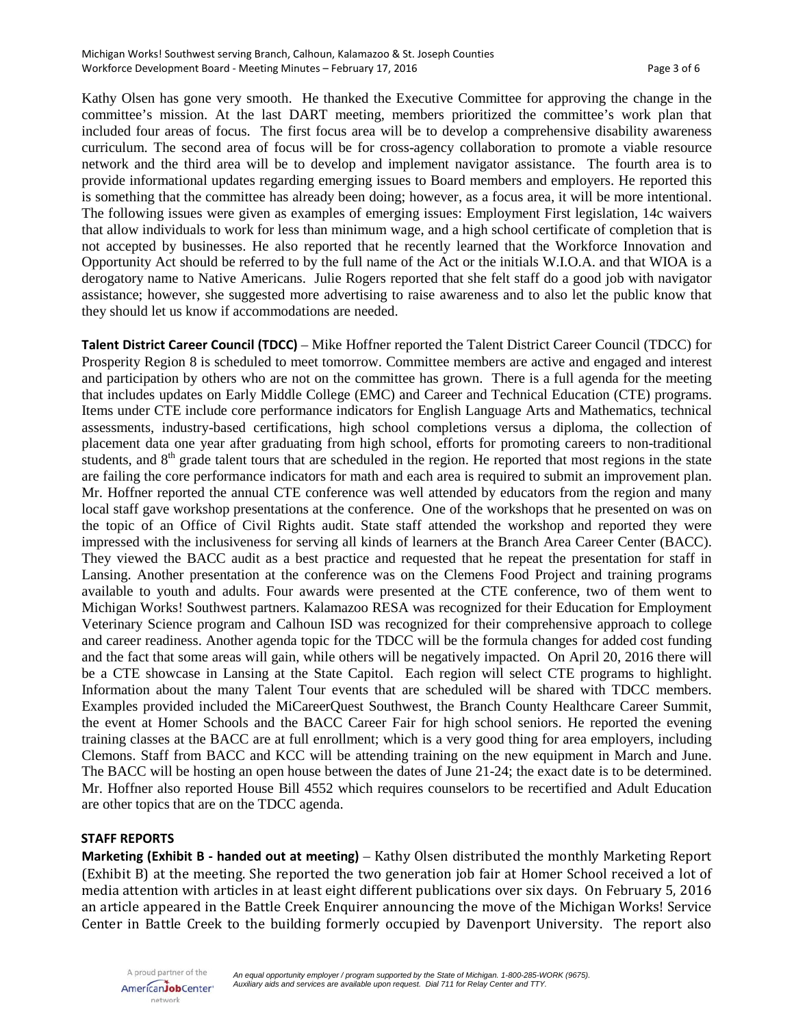Kathy Olsen has gone very smooth. He thanked the Executive Committee for approving the change in the committee's mission. At the last DART meeting, members prioritized the committee's work plan that included four areas of focus. The first focus area will be to develop a comprehensive disability awareness curriculum. The second area of focus will be for cross-agency collaboration to promote a viable resource network and the third area will be to develop and implement navigator assistance. The fourth area is to provide informational updates regarding emerging issues to Board members and employers. He reported this is something that the committee has already been doing; however, as a focus area, it will be more intentional. The following issues were given as examples of emerging issues: Employment First legislation, 14c waivers that allow individuals to work for less than minimum wage, and a high school certificate of completion that is not accepted by businesses. He also reported that he recently learned that the Workforce Innovation and Opportunity Act should be referred to by the full name of the Act or the initials W.I.O.A. and that WIOA is a derogatory name to Native Americans. Julie Rogers reported that she felt staff do a good job with navigator assistance; however, she suggested more advertising to raise awareness and to also let the public know that they should let us know if accommodations are needed.

**Talent District Career Council (TDCC)** – Mike Hoffner reported the Talent District Career Council (TDCC) for Prosperity Region 8 is scheduled to meet tomorrow. Committee members are active and engaged and interest and participation by others who are not on the committee has grown. There is a full agenda for the meeting that includes updates on Early Middle College (EMC) and Career and Technical Education (CTE) programs. Items under CTE include core performance indicators for English Language Arts and Mathematics, technical assessments, industry-based certifications, high school completions versus a diploma, the collection of placement data one year after graduating from high school, efforts for promoting careers to non-traditional students, and 8th grade talent tours that are scheduled in the region. He reported that most regions in the state are failing the core performance indicators for math and each area is required to submit an improvement plan. Mr. Hoffner reported the annual CTE conference was well attended by educators from the region and many local staff gave workshop presentations at the conference. One of the workshops that he presented on was on the topic of an Office of Civil Rights audit. State staff attended the workshop and reported they were impressed with the inclusiveness for serving all kinds of learners at the Branch Area Career Center (BACC). They viewed the BACC audit as a best practice and requested that he repeat the presentation for staff in Lansing. Another presentation at the conference was on the Clemens Food Project and training programs available to youth and adults. Four awards were presented at the CTE conference, two of them went to Michigan Works! Southwest partners. Kalamazoo RESA was recognized for their Education for Employment Veterinary Science program and Calhoun ISD was recognized for their comprehensive approach to college and career readiness. Another agenda topic for the TDCC will be the formula changes for added cost funding and the fact that some areas will gain, while others will be negatively impacted. On April 20, 2016 there will be a CTE showcase in Lansing at the State Capitol. Each region will select CTE programs to highlight. Information about the many Talent Tour events that are scheduled will be shared with TDCC members. Examples provided included the MiCareerQuest Southwest, the Branch County Healthcare Career Summit, the event at Homer Schools and the BACC Career Fair for high school seniors. He reported the evening training classes at the BACC are at full enrollment; which is a very good thing for area employers, including Clemons. Staff from BACC and KCC will be attending training on the new equipment in March and June. The BACC will be hosting an open house between the dates of June 21-24; the exact date is to be determined. Mr. Hoffner also reported House Bill 4552 which requires counselors to be recertified and Adult Education are other topics that are on the TDCC agenda.

**STAFF REPORTS**

**Marketing (Exhibit B - handed out at meeting)** – Kathy Olsen distributed the monthly Marketing Report (Exhibit B) at the meeting. She reported the two generation job fair at Homer School received a lot of media attention with articles in at least eight different publications over six days. On February 5, 2016 an article appeared in the Battle Creek Enquirer announcing the move of the Michigan Works! Service Center in Battle Creek to the building formerly occupied by Davenport University. The report also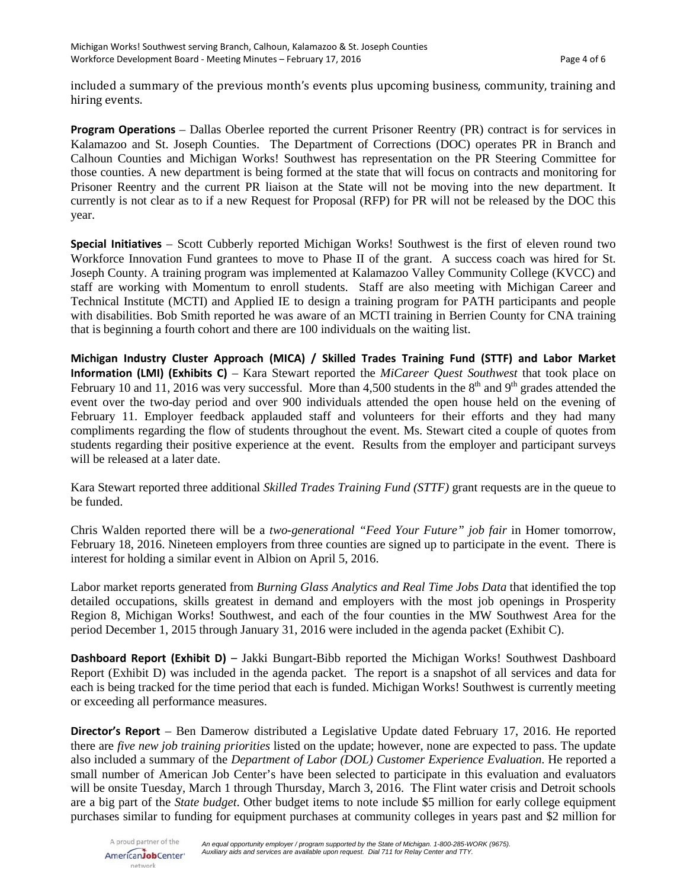included a summary of the previous month's events plus upcoming business, community, training and hiring events.

**Program Operations** – Dallas Oberlee reported the current Prisoner Reentry (PR) contract is for services in Kalamazoo and St. Joseph Counties. The Department of Corrections (DOC) operates PR in Branch and Calhoun Counties and Michigan Works! Southwest has representation on the PR Steering Committee for those counties. A new department is being formed at the state that will focus on contracts and monitoring for Prisoner Reentry and the current PR liaison at the State will not be moving into the new department. It currently is not clear as to if a new Request for Proposal (RFP) for PR will not be released by the DOC this year.

**Special Initiatives** – Scott Cubberly reported Michigan Works! Southwest is the first of eleven round two Workforce Innovation Fund grantees to move to Phase II of the grant. A success coach was hired for St. Joseph County. A training program was implemented at Kalamazoo Valley Community College (KVCC) and staff are working with Momentum to enroll students. Staff are also meeting with Michigan Career and Technical Institute (MCTI) and Applied IE to design a training program for PATH participants and people with disabilities. Bob Smith reported he was aware of an MCTI training in Berrien County for CNA training that is beginning a fourth cohort and there are 100 individuals on the waiting list.

**Michigan Industry Cluster Approach (MICA) / Skilled Trades Training Fund (STTF) and Labor Market Information (LMI) (Exhibits C)** – Kara Stewart reported the *MiCareer Quest Southwest* that took place on February 10 and 11, 2016 was very successful. More than 4,500 students in the 8th and 9th grades attended the event over the two-day period and over 900 individuals attended the open house held on the evening of February 11. Employer feedback applauded staff and volunteers for their efforts and they had many compliments regarding the flow of students throughout the event. Ms. Stewart cited a couple of quotes from students regarding their positive experience at the event. Results from the employer and participant surveys will be released at a later date.

Kara Stewart reported three additional *Skilled Trades Training Fund (STTF)* grant requests are in the queue to be funded.

Chris Walden reported there will be a *two-generational "Feed Your Future" job fair* in Homer tomorrow, February 18, 2016. Nineteen employers from three counties are signed up to participate in the event. There is interest for holding a similar event in Albion on April 5, 2016.

Labor market reports generated from *Burning Glass Analytics and Real Time Jobs Data* that identified the top detailed occupations, skills greatest in demand and employers with the most job openings in Prosperity Region 8, Michigan Works! Southwest, and each of the four counties in the MW Southwest Area for the period December 1, 2015 through January 31, 2016 were included in the agenda packet (Exhibit C).

**Dashboard Report (Exhibit D) –** Jakki Bungart-Bibb reported the Michigan Works! Southwest Dashboard Report (Exhibit D) was included in the agenda packet. The report is a snapshot of all services and data for each is being tracked for the time period that each is funded. Michigan Works! Southwest is currently meeting or exceeding all performance measures.

**Director's Report** – Ben Damerow distributed a Legislative Update dated February 17, 2016. He reported there are *five new job training priorities* listed on the update; however, none are expected to pass. The update also included a summary of the *Department of Labor (DOL) Customer Experience Evaluation*. He reported a small number of American Job Center's have been selected to participate in this evaluation and evaluators will be onsite Tuesday, March 1 through Thursday, March 3, 2016. The Flint water crisis and Detroit schools are a big part of the *State budget*. Other budget items to note include $5 million for early college equipment purchases similar to funding for equipment purchases at community colleges in years past and $2 million for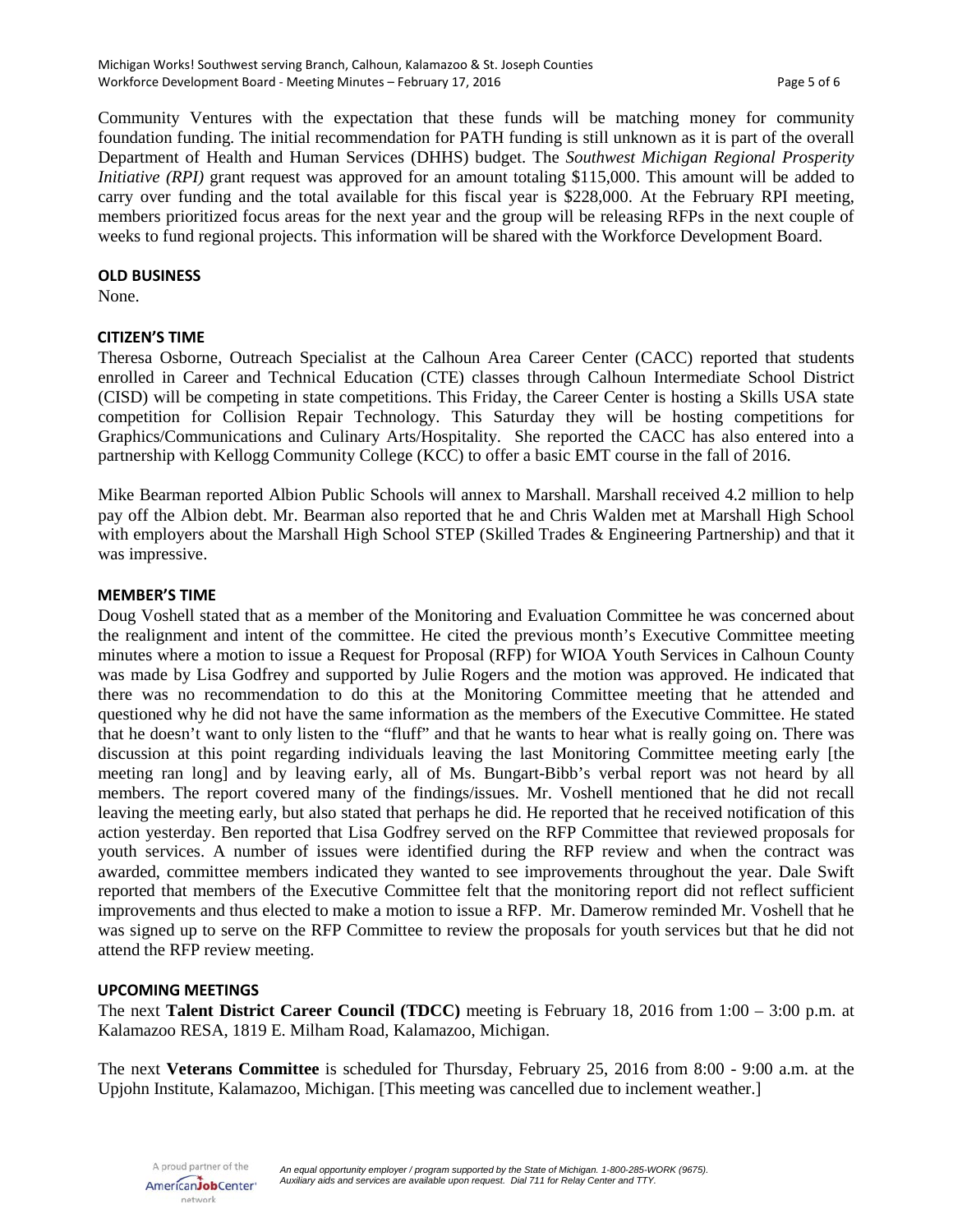Community Ventures with the expectation that these funds will be matching money for community foundation funding. The initial recommendation for PATH funding is still unknown as it is part of the overall Department of Health and Human Services (DHHS) budget. The *Southwest Michigan Regional Prosperity Initiative (RPI)* grant request was approved for an amount totaling $115,000. This amount will be added to carry over funding and the total available for this fiscal year is $228,000. At the February RPI meeting, members prioritized focus areas for the next year and the group will be releasing RFPs in the next couple of weeks to fund regional projects. This information will be shared with the Workforce Development Board.

**OLD BUSINESS**

None.

**CITIZEN'S TIME**

Theresa Osborne, Outreach Specialist at the Calhoun Area Career Center (CACC) reported that students enrolled in Career and Technical Education (CTE) classes through Calhoun Intermediate School District (CISD) will be competing in state competitions. This Friday, the Career Center is hosting a Skills USA state competition for Collision Repair Technology. This Saturday they will be hosting competitions for Graphics/Communications and Culinary Arts/Hospitality. She reported the CACC has also entered into a partnership with Kellogg Community College (KCC) to offer a basic EMT course in the fall of 2016.

Mike Bearman reported Albion Public Schools will annex to Marshall. Marshall received 4.2 million to help pay off the Albion debt. Mr. Bearman also reported that he and Chris Walden met at Marshall High School with employers about the Marshall High School STEP (Skilled Trades & Engineering Partnership) and that it was impressive.

**MEMBER'S TIME**

Doug Voshell stated that as a member of the Monitoring and Evaluation Committee he was concerned about the realignment and intent of the committee. He cited the previous month's Executive Committee meeting minutes where a motion to issue a Request for Proposal (RFP) for WIOA Youth Services in Calhoun County was made by Lisa Godfrey and supported by Julie Rogers and the motion was approved. He indicated that there was no recommendation to do this at the Monitoring Committee meeting that he attended and questioned why he did not have the same information as the members of the Executive Committee. He stated that he doesn't want to only listen to the "fluff" and that he wants to hear what is really going on. There was discussion at this point regarding individuals leaving the last Monitoring Committee meeting early [the meeting ran long] and by leaving early, all of Ms. Bungart-Bibb's verbal report was not heard by all members. The report covered many of the findings/issues. Mr. Voshell mentioned that he did not recall leaving the meeting early, but also stated that perhaps he did. He reported that he received notification of this action yesterday. Ben reported that Lisa Godfrey served on the RFP Committee that reviewed proposals for youth services. A number of issues were identified during the RFP review and when the contract was awarded, committee members indicated they wanted to see improvements throughout the year. Dale Swift reported that members of the Executive Committee felt that the monitoring report did not reflect sufficient improvements and thus elected to make a motion to issue a RFP. Mr. Damerow reminded Mr. Voshell that he was signed up to serve on the RFP Committee to review the proposals for youth services but that he did not attend the RFP review meeting.

**UPCOMING MEETINGS**

The next **Talent District Career Council (TDCC)** meeting is February 18, 2016 from 1:00 – 3:00 p.m. at Kalamazoo RESA, 1819 E. Milham Road, Kalamazoo, Michigan.

The next **Veterans Committee** is scheduled for Thursday, February 25, 2016 from 8:00 - 9:00 a.m. at the Upjohn Institute, Kalamazoo, Michigan. [This meeting was cancelled due to inclement weather.]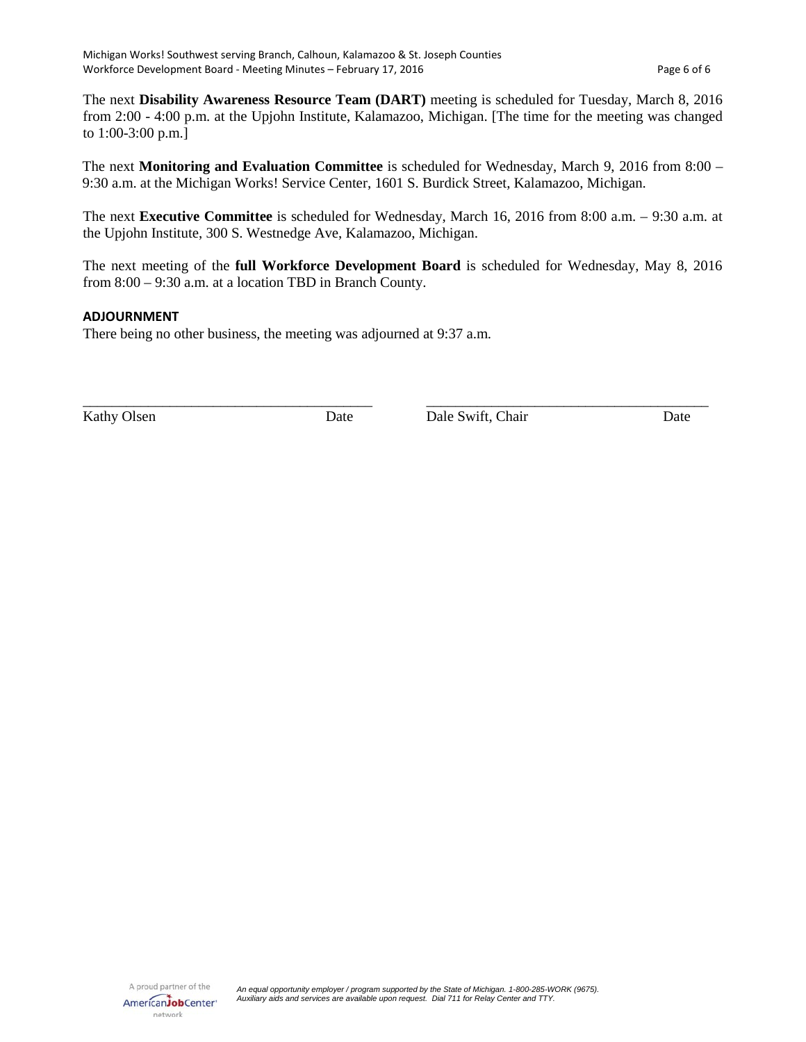The next **Disability Awareness Resource Team (DART)** meeting is scheduled for Tuesday, March 8, 2016 from 2:00 - 4:00 p.m. at the Upjohn Institute, Kalamazoo, Michigan. [The time for the meeting was changed to 1:00-3:00 p.m.]

The next **Monitoring and Evaluation Committee** is scheduled for Wednesday, March 9, 2016 from 8:00 – 9:30 a.m. at the Michigan Works! Service Center, 1601 S. Burdick Street, Kalamazoo, Michigan.

The next **Executive Committee** is scheduled for Wednesday, March 16, 2016 from 8:00 a.m. – 9:30 a.m. at the Upjohn Institute, 300 S. Westnedge Ave, Kalamazoo, Michigan.

The next meeting of the **full Workforce Development Board** is scheduled for Wednesday, May 8, 2016 from 8:00 – 9:30 a.m. at a location TBD in Branch County.

**ADJOURNMENT**

There being no other business, the meeting was adjourned at 9:37 a.m.

\_\_\_\_\_\_\_\_\_\_\_\_\_\_\_\_\_\_\_\_\_\_\_\_\_\_\_\_\_\_\_\_\_\_\_\_\_\_\_\_
Kathy Olsen Date

\_\_\_\_\_\_\_\_\_\_\_\_\_\_\_\_\_\_\_\_\_\_\_\_\_\_\_\_\_\_\_\_\_\_\_\_\_\_\_\_
Dale Swift, Chair Date

A proud partner of the AmericanJobCenter network

*An equal opportunity employer / program supported by the State of Michigan. 1-800-285-WORK (9675). Auxiliary aids and services are available upon request. Dial 711 for Relay Center and TTY.*